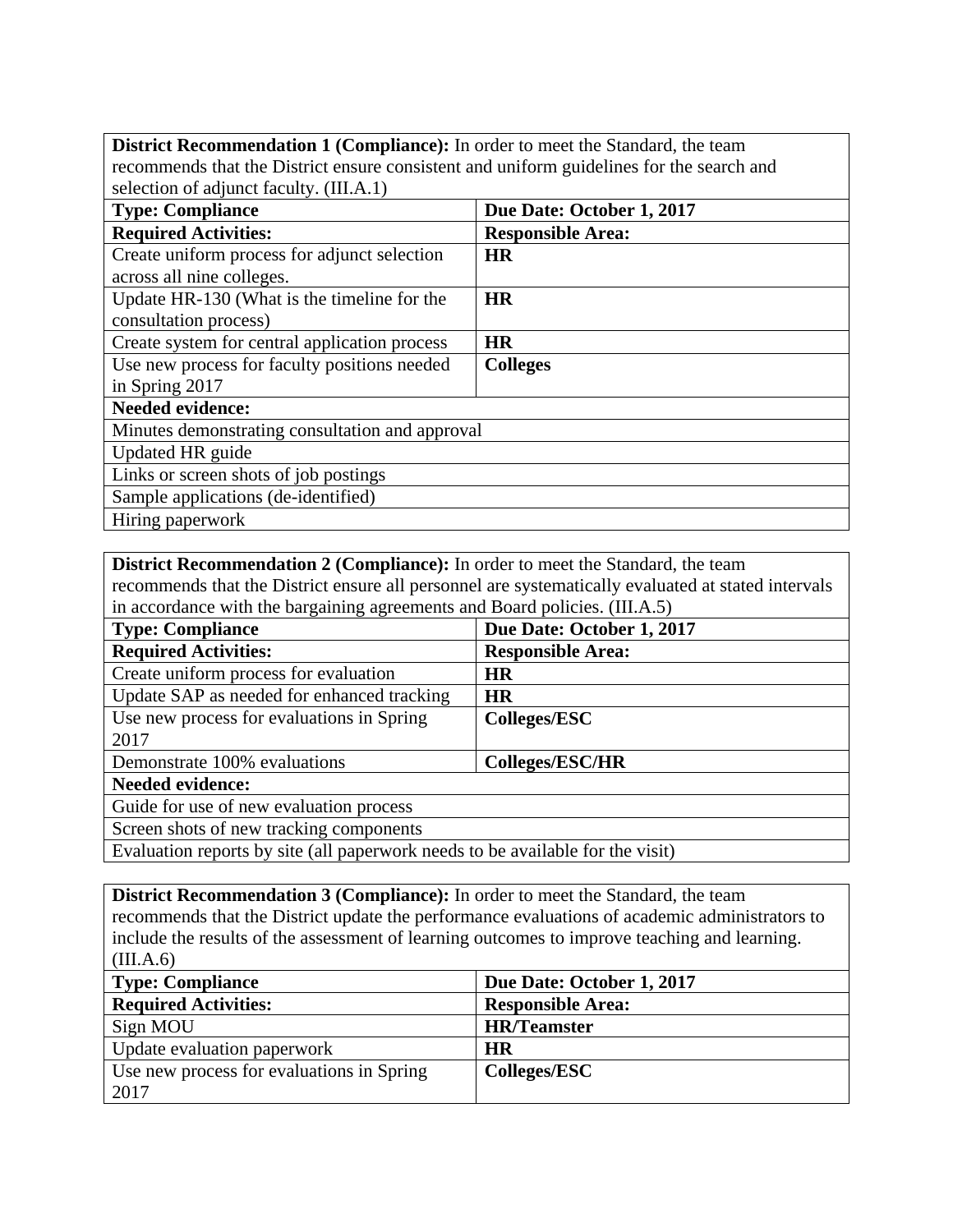| **District Recommendation 1 (Compliance):** In order to meet the Standard, the team recommends that the District ensure consistent and uniform guidelines for the search and selection of adjunct faculty. (III.A.1) | |
|---|---|
| **Type: Compliance** | **Due Date: October 1, 2017** |
| **Required Activities:** | **Responsible Area:** |
| Create uniform process for adjunct selection across all nine colleges. | **HR** |
| Update HR-130 (What is the timeline for the consultation process) | **HR** |
| Create system for central application process | **HR** |
| Use new process for faculty positions needed in Spring 2017 | **Colleges** |
| **Needed evidence:** | |
| Minutes demonstrating consultation and approval | |
| Updated HR guide | |
| Links or screen shots of job postings | |
| Sample applications (de-identified) | |
| Hiring paperwork | |

| **District Recommendation 2 (Compliance):** In order to meet the Standard, the team recommends that the District ensure all personnel are systematically evaluated at stated intervals in accordance with the bargaining agreements and Board policies. (III.A.5) | |
|---|---|
| **Type: Compliance** | **Due Date: October 1, 2017** |
| **Required Activities:** | **Responsible Area:** |
| Create uniform process for evaluation | **HR** |
| Update SAP as needed for enhanced tracking | **HR** |
| Use new process for evaluations in Spring 2017 | **Colleges/ESC** |
| Demonstrate 100% evaluations | **Colleges/ESC/HR** |
| **Needed evidence:** | |
| Guide for use of new evaluation process | |
| Screen shots of new tracking components | |
| Evaluation reports by site (all paperwork needs to be available for the visit) | |

| **District Recommendation 3 (Compliance):** In order to meet the Standard, the team recommends that the District update the performance evaluations of academic administrators to include the results of the assessment of learning outcomes to improve teaching and learning. (III.A.6) | |
|---|---|
| **Type: Compliance** | **Due Date: October 1, 2017** |
| **Required Activities:** | **Responsible Area:** |
| Sign MOU | **HR/Teamster** |
| Update evaluation paperwork | **HR** |
| Use new process for evaluations in Spring 2017 | **Colleges/ESC** |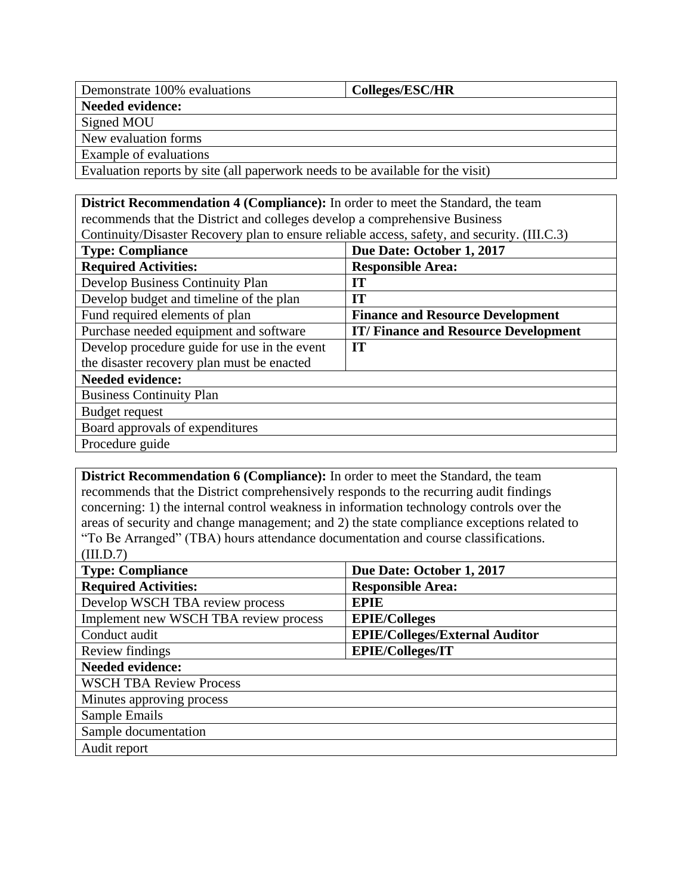| Demonstrate 100% evaluations | **Colleges/ESC/HR** |
|---|---|
| **Needed evidence:** | |
| Signed MOU | |
| New evaluation forms | |
| Example of evaluations | |
| Evaluation reports by site (all paperwork needs to be available for the visit) | |

| **District Recommendation 4 (Compliance):** In order to meet the Standard, the team recommends that the District and colleges develop a comprehensive Business Continuity/Disaster Recovery plan to ensure reliable access, safety, and security. (III.C.3) | |
|---|---|
| **Type: Compliance** | **Due Date: October 1, 2017** |
| **Required Activities:** | **Responsible Area:** |
| Develop Business Continuity Plan | **IT** |
| Develop budget and timeline of the plan | **IT** |
| Fund required elements of plan | **Finance and Resource Development** |
| Purchase needed equipment and software | **IT/ Finance and Resource Development** |
| Develop procedure guide for use in the event the disaster recovery plan must be enacted | **IT** |
| **Needed evidence:** | |
| Business Continuity Plan | |
| Budget request | |
| Board approvals of expenditures | |
| Procedure guide | |

| **District Recommendation 6 (Compliance):** In order to meet the Standard, the team recommends that the District comprehensively responds to the recurring audit findings concerning: 1) the internal control weakness in information technology controls over the areas of security and change management; and 2) the state compliance exceptions related to "To Be Arranged" (TBA) hours attendance documentation and course classifications. (III.D.7) | |
|---|---|
| **Type: Compliance** | **Due Date: October 1, 2017** |
| **Required Activities:** | **Responsible Area:** |
| Develop WSCH TBA review process | **EPIE** |
| Implement new WSCH TBA review process | **EPIE/Colleges** |
| Conduct audit | **EPIE/Colleges/External Auditor** |
| Review findings | **EPIE/Colleges/IT** |
| **Needed evidence:** | |
| WSCH TBA Review Process | |
| Minutes approving process | |
| Sample Emails | |
| Sample documentation | |
| Audit report | |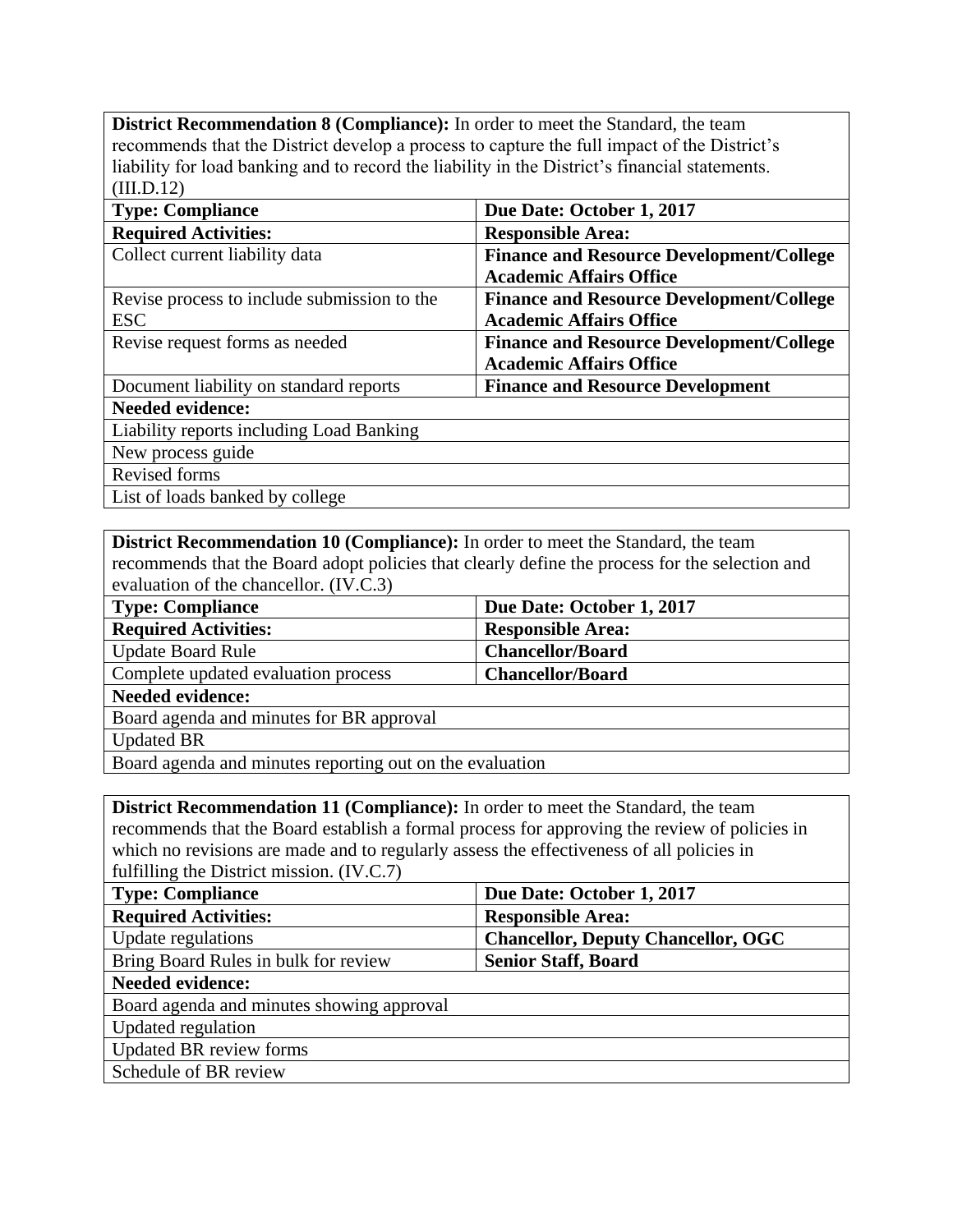| **District Recommendation 8 (Compliance):** In order to meet the Standard, the team recommends that the District develop a process to capture the full impact of the District's liability for load banking and to record the liability in the District's financial statements. (III.D.12) | |
|---|---|
| **Type: Compliance** | **Due Date: October 1, 2017** |
| **Required Activities:** | **Responsible Area:** |
| Collect current liability data | **Finance and Resource Development/College Academic Affairs Office** |
| Revise process to include submission to the ESC | **Finance and Resource Development/College Academic Affairs Office** |
| Revise request forms as needed | **Finance and Resource Development/College Academic Affairs Office** |
| Document liability on standard reports | **Finance and Resource Development** |
| **Needed evidence:** | |
| Liability reports including Load Banking | |
| New process guide | |
| Revised forms | |
| List of loads banked by college | |

| **District Recommendation 10 (Compliance):** In order to meet the Standard, the team recommends that the Board adopt policies that clearly define the process for the selection and evaluation of the chancellor. (IV.C.3) | |
|---|---|
| **Type: Compliance** | **Due Date: October 1, 2017** |
| **Required Activities:** | **Responsible Area:** |
| Update Board Rule | **Chancellor/Board** |
| Complete updated evaluation process | **Chancellor/Board** |
| **Needed evidence:** | |
| Board agenda and minutes for BR approval | |
| Updated BR | |
| Board agenda and minutes reporting out on the evaluation | |

| **District Recommendation 11 (Compliance):** In order to meet the Standard, the team recommends that the Board establish a formal process for approving the review of policies in which no revisions are made and to regularly assess the effectiveness of all policies in fulfilling the District mission. (IV.C.7) | |
|---|---|
| **Type: Compliance** | **Due Date: October 1, 2017** |
| **Required Activities:** | **Responsible Area:** |
| Update regulations | **Chancellor, Deputy Chancellor, OGC** |
| Bring Board Rules in bulk for review | **Senior Staff, Board** |
| **Needed evidence:** | |
| Board agenda and minutes showing approval | |
| Updated regulation | |
| Updated BR review forms | |
| Schedule of BR review | |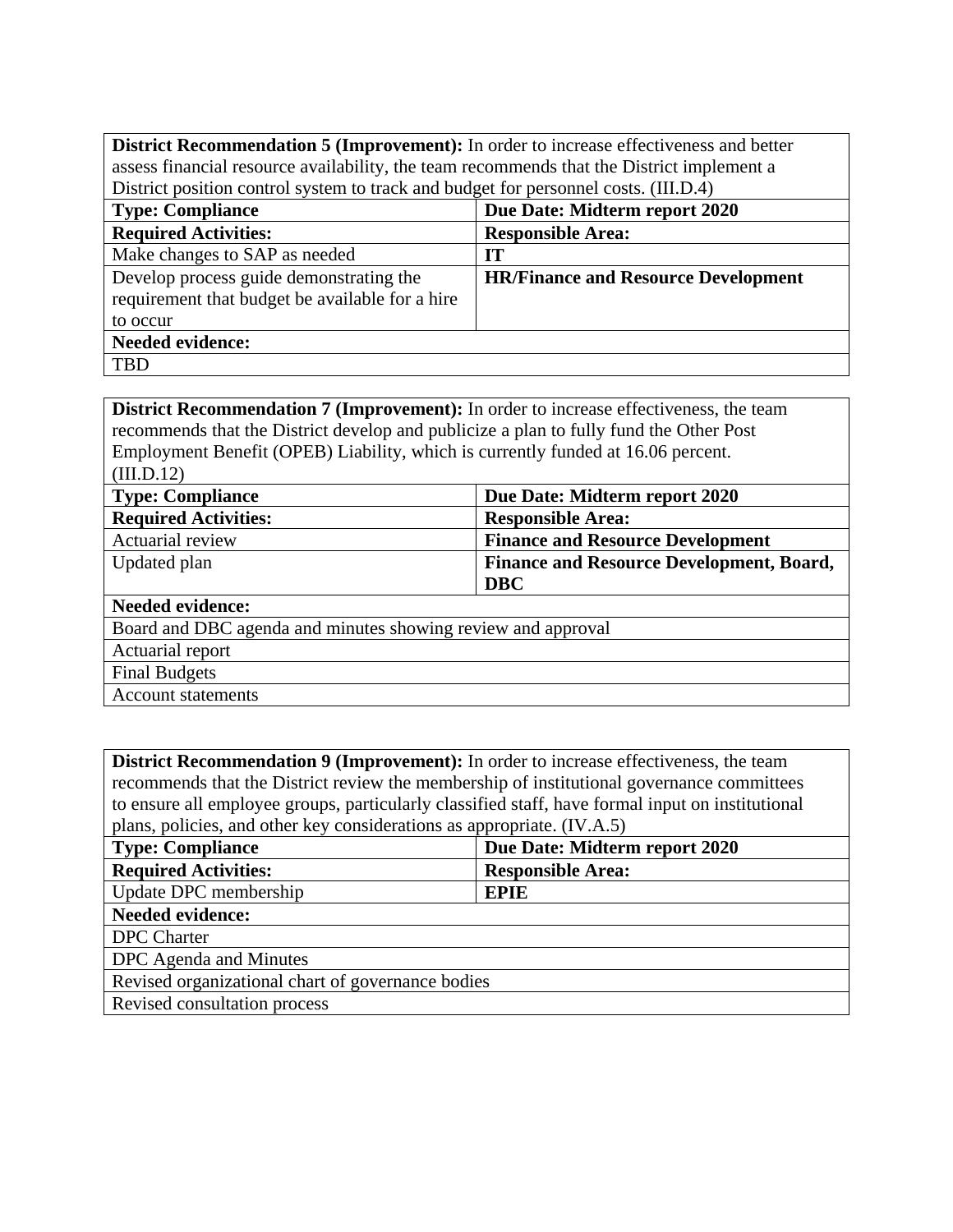| **District Recommendation 5 (Improvement):** In order to increase effectiveness and better assess financial resource availability, the team recommends that the District implement a District position control system to track and budget for personnel costs. (III.D.4) | |
|---|---|
| **Type: Compliance** | **Due Date: Midterm report 2020** |
| **Required Activities:** | **Responsible Area:** |
| Make changes to SAP as needed | **IT** |
| Develop process guide demonstrating the requirement that budget be available for a hire to occur | **HR/Finance and Resource Development** |
| **Needed evidence:** | |
| TBD | |

| **District Recommendation 7 (Improvement):** In order to increase effectiveness, the team recommends that the District develop and publicize a plan to fully fund the Other Post Employment Benefit (OPEB) Liability, which is currently funded at 16.06 percent. (III.D.12) | |
|---|---|
| **Type: Compliance** | **Due Date: Midterm report 2020** |
| **Required Activities:** | **Responsible Area:** |
| Actuarial review | **Finance and Resource Development** |
| Updated plan | **Finance and Resource Development, Board, DBC** |
| **Needed evidence:** | |
| Board and DBC agenda and minutes showing review and approval | |
| Actuarial report | |
| Final Budgets | |
| Account statements | |

| **District Recommendation 9 (Improvement):** In order to increase effectiveness, the team recommends that the District review the membership of institutional governance committees to ensure all employee groups, particularly classified staff, have formal input on institutional plans, policies, and other key considerations as appropriate. (IV.A.5) | |
|---|---|
| **Type: Compliance** | **Due Date: Midterm report 2020** |
| **Required Activities:** | **Responsible Area:** |
| Update DPC membership | **EPIE** |
| **Needed evidence:** | |
| DPC Charter | |
| DPC Agenda and Minutes | |
| Revised organizational chart of governance bodies | |
| Revised consultation process | |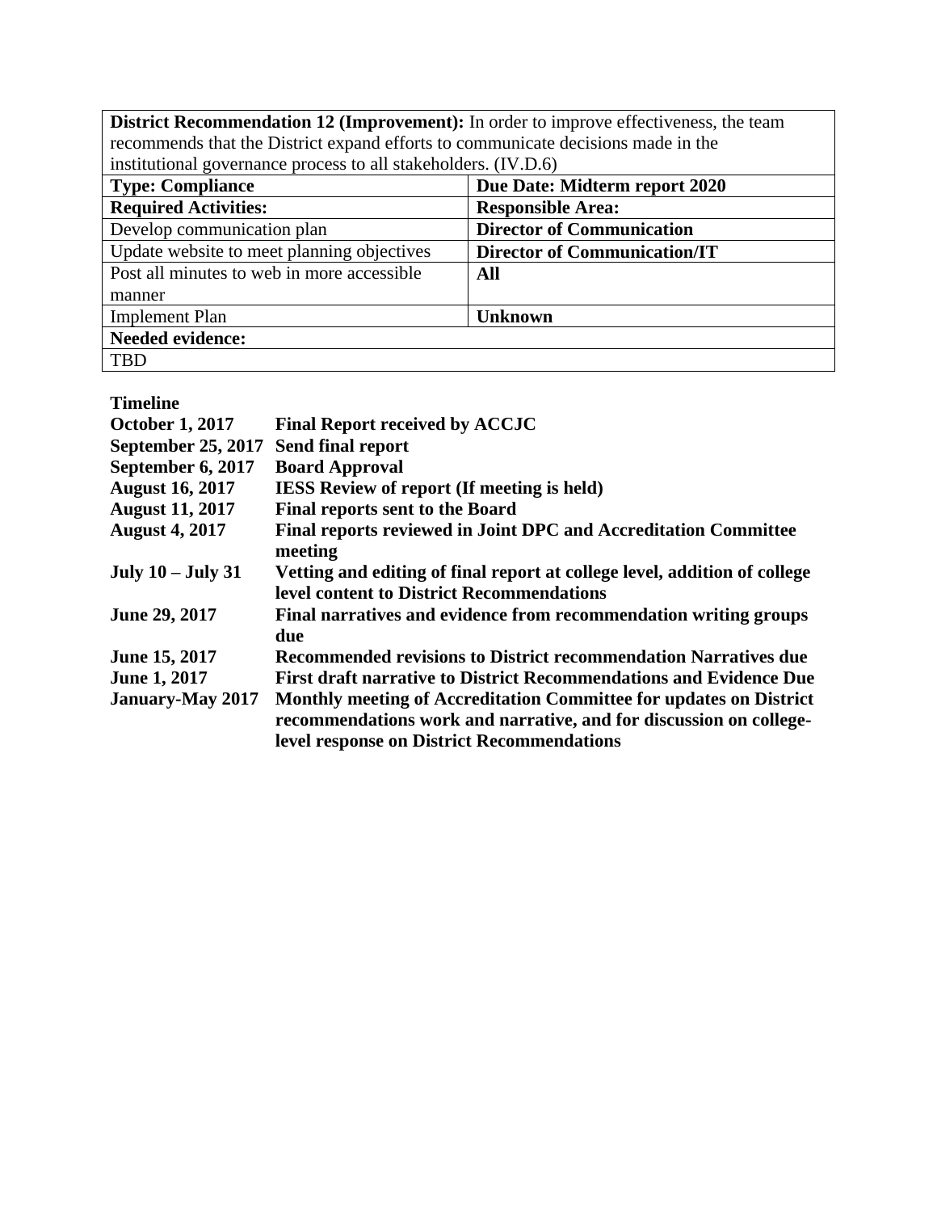| **District Recommendation 12 (Improvement):** In order to improve effectiveness, the team recommends that the District expand efforts to communicate decisions made in the institutional governance process to all stakeholders. (IV.D.6) | |
|---|---|
| **Type: Compliance** | **Due Date: Midterm report 2020** |
| **Required Activities:** | **Responsible Area:** |
| Develop communication plan | **Director of Communication** |
| Update website to meet planning objectives | **Director of Communication/IT** |
| Post all minutes to web in more accessible manner | **All** |
| Implement Plan | **Unknown** |
| **Needed evidence:** | |
| TBD | |

**Timeline**

| | |
|---|---|
| **October 1, 2017** | **Final Report received by ACCJC** |
| **September 25, 2017** | **Send final report** |
| **September 6, 2017** | **Board Approval** |
| **August 16, 2017** | **IESS Review of report (If meeting is held)** |
| **August 11, 2017** | **Final reports sent to the Board** |
| **August 4, 2017** | **Final reports reviewed in Joint DPC and Accreditation Committee meeting** |
| **July 10 – July 31** | **Vetting and editing of final report at college level, addition of college level content to District Recommendations** |
| **June 29, 2017** | **Final narratives and evidence from recommendation writing groups due** |
| **June 15, 2017** | **Recommended revisions to District recommendation Narratives due** |
| **June 1, 2017** | **First draft narrative to District Recommendations and Evidence Due** |
| **January-May 2017** | **Monthly meeting of Accreditation Committee for updates on District recommendations work and narrative, and for discussion on college-level response on District Recommendations** |